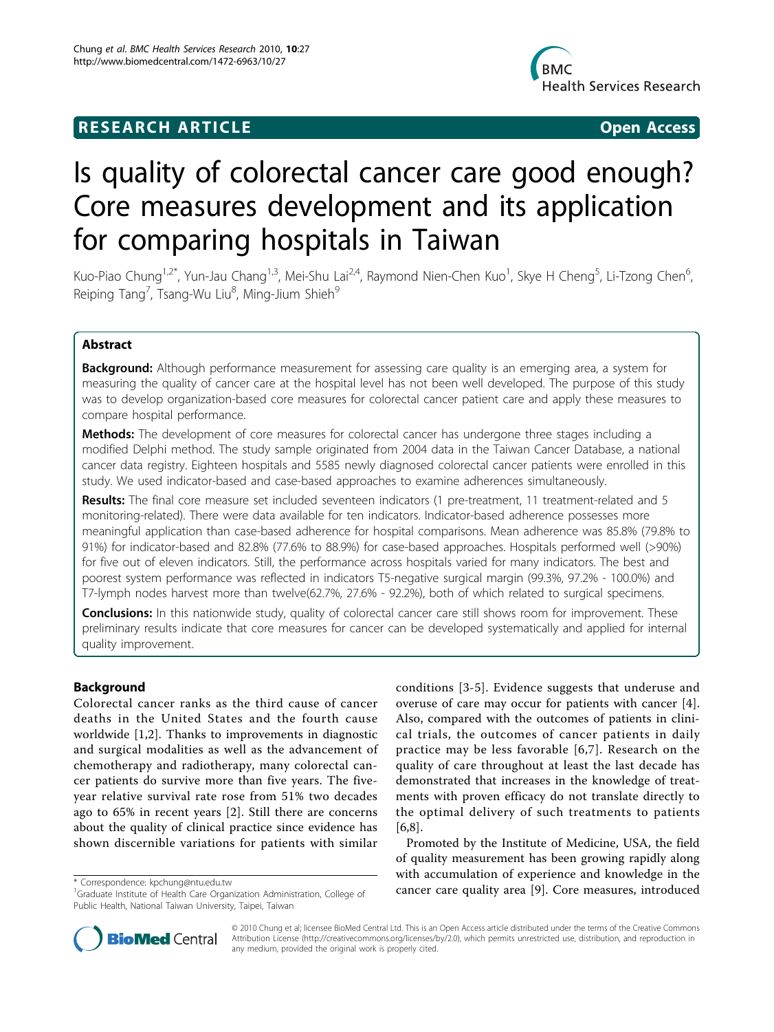# RESEARCH ARTICLE

Open Access

# Is quality of colorectal cancer care good enough? Core measures development and its application for comparing hospitals in Taiwan

Kuo-Piao Chung[1,2*], Yun-Jau Chang[1,3], Mei-Shu Lai[2,4], Raymond Nien-Chen Kuo[1], Skye H Cheng[5], Li-Tzong Chen[6], Reiping Tang[7], Tsang-Wu Liu[8], Ming-Jium Shieh[9]

## Abstract

**Background:** Although performance measurement for assessing care quality is an emerging area, a system for measuring the quality of cancer care at the hospital level has not been well developed. The purpose of this study was to develop organization-based core measures for colorectal cancer patient care and apply these measures to compare hospital performance.

**Methods:** The development of core measures for colorectal cancer has undergone three stages including a modified Delphi method. The study sample originated from 2004 data in the Taiwan Cancer Database, a national cancer data registry. Eighteen hospitals and 5585 newly diagnosed colorectal cancer patients were enrolled in this study. We used indicator-based and case-based approaches to examine adherences simultaneously.

**Results:** The final core measure set included seventeen indicators (1 pre-treatment, 11 treatment-related and 5 monitoring-related). There were data available for ten indicators. Indicator-based adherence possesses more meaningful application than case-based adherence for hospital comparisons. Mean adherence was 85.8% (79.8% to 91%) for indicator-based and 82.8% (77.6% to 88.9%) for case-based approaches. Hospitals performed well (>90%) for five out of eleven indicators. Still, the performance across hospitals varied for many indicators. The best and poorest system performance was reflected in indicators T5-negative surgical margin (99.3%, 97.2% - 100.0%) and T7-lymph nodes harvest more than twelve(62.7%, 27.6% - 92.2%), both of which related to surgical specimens.

**Conclusions:** In this nationwide study, quality of colorectal cancer care still shows room for improvement. These preliminary results indicate that core measures for cancer can be developed systematically and applied for internal quality improvement.

## Background

Colorectal cancer ranks as the third cause of cancer deaths in the United States and the fourth cause worldwide [1,2]. Thanks to improvements in diagnostic and surgical modalities as well as the advancement of chemotherapy and radiotherapy, many colorectal cancer patients do survive more than five years. The five-year relative survival rate rose from 51% two decades ago to 65% in recent years [2]. Still there are concerns about the quality of clinical practice since evidence has shown discernible variations for patients with similar conditions [3-5]. Evidence suggests that underuse and overuse of care may occur for patients with cancer [4]. Also, compared with the outcomes of patients in clinical trials, the outcomes of cancer patients in daily practice may be less favorable [6,7]. Research on the quality of care throughout at least the last decade has demonstrated that increases in the knowledge of treatments with proven efficacy do not translate directly to the optimal delivery of such treatments to patients [6,8].

Promoted by the Institute of Medicine, USA, the field of quality measurement has been growing rapidly along with accumulation of experience and knowledge in the cancer care quality area [9]. Core measures, introduced

\* Correspondence: kpchung@ntu.edu.tw
[1]Graduate Institute of Health Care Organization Administration, College of Public Health, National Taiwan University, Taipei, Taiwan

© 2010 Chung et al; licensee BioMed Central Ltd. This is an Open Access article distributed under the terms of the Creative Commons Attribution License (http://creativecommons.org/licenses/by/2.0), which permits unrestricted use, distribution, and reproduction in any medium, provided the original work is properly cited.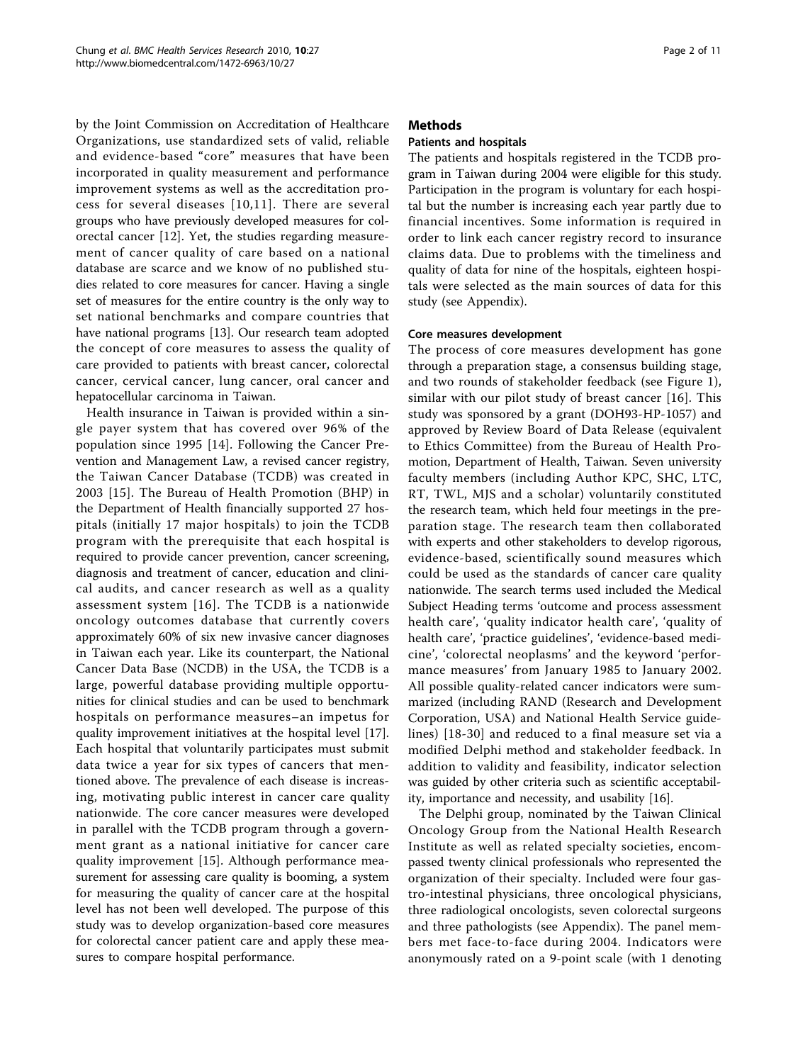by the Joint Commission on Accreditation of Healthcare Organizations, use standardized sets of valid, reliable and evidence-based "core" measures that have been incorporated in quality measurement and performance improvement systems as well as the accreditation process for several diseases [10,11]. There are several groups who have previously developed measures for colorectal cancer [12]. Yet, the studies regarding measurement of cancer quality of care based on a national database are scarce and we know of no published studies related to core measures for cancer. Having a single set of measures for the entire country is the only way to set national benchmarks and compare countries that have national programs [13]. Our research team adopted the concept of core measures to assess the quality of care provided to patients with breast cancer, colorectal cancer, cervical cancer, lung cancer, oral cancer and hepatocellular carcinoma in Taiwan.

Health insurance in Taiwan is provided within a single payer system that has covered over 96% of the population since 1995 [14]. Following the Cancer Prevention and Management Law, a revised cancer registry, the Taiwan Cancer Database (TCDB) was created in 2003 [15]. The Bureau of Health Promotion (BHP) in the Department of Health financially supported 27 hospitals (initially 17 major hospitals) to join the TCDB program with the prerequisite that each hospital is required to provide cancer prevention, cancer screening, diagnosis and treatment of cancer, education and clinical audits, and cancer research as well as a quality assessment system [16]. The TCDB is a nationwide oncology outcomes database that currently covers approximately 60% of six new invasive cancer diagnoses in Taiwan each year. Like its counterpart, the National Cancer Data Base (NCDB) in the USA, the TCDB is a large, powerful database providing multiple opportunities for clinical studies and can be used to benchmark hospitals on performance measures–an impetus for quality improvement initiatives at the hospital level [17]. Each hospital that voluntarily participates must submit data twice a year for six types of cancers that mentioned above. The prevalence of each disease is increasing, motivating public interest in cancer care quality nationwide. The core cancer measures were developed in parallel with the TCDB program through a government grant as a national initiative for cancer care quality improvement [15]. Although performance measurement for assessing care quality is booming, a system for measuring the quality of cancer care at the hospital level has not been well developed. The purpose of this study was to develop organization-based core measures for colorectal cancer patient care and apply these measures to compare hospital performance.

## Methods

### Patients and hospitals

The patients and hospitals registered in the TCDB program in Taiwan during 2004 were eligible for this study. Participation in the program is voluntary for each hospital but the number is increasing each year partly due to financial incentives. Some information is required in order to link each cancer registry record to insurance claims data. Due to problems with the timeliness and quality of data for nine of the hospitals, eighteen hospitals were selected as the main sources of data for this study (see Appendix).

### Core measures development

The process of core measures development has gone through a preparation stage, a consensus building stage, and two rounds of stakeholder feedback (see Figure 1), similar with our pilot study of breast cancer [16]. This study was sponsored by a grant (DOH93-HP-1057) and approved by Review Board of Data Release (equivalent to Ethics Committee) from the Bureau of Health Promotion, Department of Health, Taiwan. Seven university faculty members (including Author KPC, SHC, LTC, RT, TWL, MJS and a scholar) voluntarily constituted the research team, which held four meetings in the preparation stage. The research team then collaborated with experts and other stakeholders to develop rigorous, evidence-based, scientifically sound measures which could be used as the standards of cancer care quality nationwide. The search terms used included the Medical Subject Heading terms 'outcome and process assessment health care', 'quality indicator health care', 'quality of health care', 'practice guidelines', 'evidence-based medicine', 'colorectal neoplasms' and the keyword 'performance measures' from January 1985 to January 2002. All possible quality-related cancer indicators were summarized (including RAND (Research and Development Corporation, USA) and National Health Service guidelines) [18-30] and reduced to a final measure set via a modified Delphi method and stakeholder feedback. In addition to validity and feasibility, indicator selection was guided by other criteria such as scientific acceptability, importance and necessity, and usability [16].

The Delphi group, nominated by the Taiwan Clinical Oncology Group from the National Health Research Institute as well as related specialty societies, encompassed twenty clinical professionals who represented the organization of their specialty. Included were four gastro-intestinal physicians, three oncological physicians, three radiological oncologists, seven colorectal surgeons and three pathologists (see Appendix). The panel members met face-to-face during 2004. Indicators were anonymously rated on a 9-point scale (with 1 denoting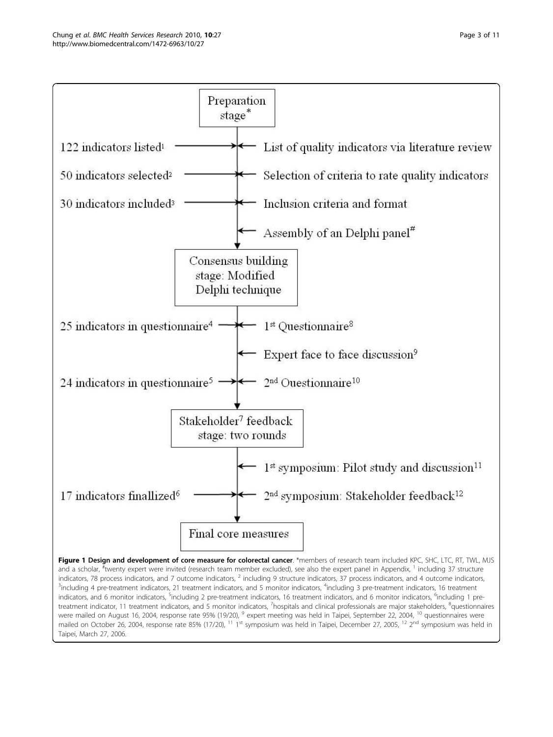Preparation stage*

122 indicators listed[1] → List of quality indicators via literature review

50 indicators selected[2] → Selection of criteria to rate quality indicators

30 indicators included[3] → Inclusion criteria and format

Assembly of an Delphi panel[#]

Consensus building stage: Modified Delphi technique

25 indicators in questionnaire[4] → 1[st] Questionnaire[8]

Expert face to face discussion[9]

24 indicators in questionnaire[5] → 2[nd] Questionnaire[10]

Stakeholder[7] feedback stage: two rounds

1[st] symposium: Pilot study and discussion[11]

17 indicators finallized[6] → 2[nd] symposium: Stakeholder feedback[12]

Final core measures

**Figure 1 Design and development of core measure for colorectal cancer**. *members of research team included KPC, SHC, LTC, RT, TWL, MJS and a scholar, [#]twenty expert were invited (research team member excluded), see also the expert panel in Appendix, [1] including 37 structure indicators, 78 process indicators, and 7 outcome indicators, [2] including 9 structure indicators, 37 process indicators, and 4 outcome indicators, [3]including 4 pre-treatment indicators, 21 treatment indicators, and 5 monitor indicators, [4]including 3 pre-treatment indicators, 16 treatment indicators, and 6 monitor indicators, [5]including 2 pre-treatment indicators, 16 treatment indicators, and 6 monitor indicators, [6]including 1 pre-treatment indicator, 11 treatment indicators, and 5 monitor indicators, [7]hospitals and clinical professionals are major stakeholders, [8]questionnaires were mailed on August 16, 2004, response rate 95% (19/20), [9] expert meeting was held in Taipei, September 22, 2004, [10] questionnaires were mailed on October 26, 2004, response rate 85% (17/20), [11] 1[st] symposium was held in Taipei, December 27, 2005, [12] 2[nd] symposium was held in Taipei, March 27, 2006.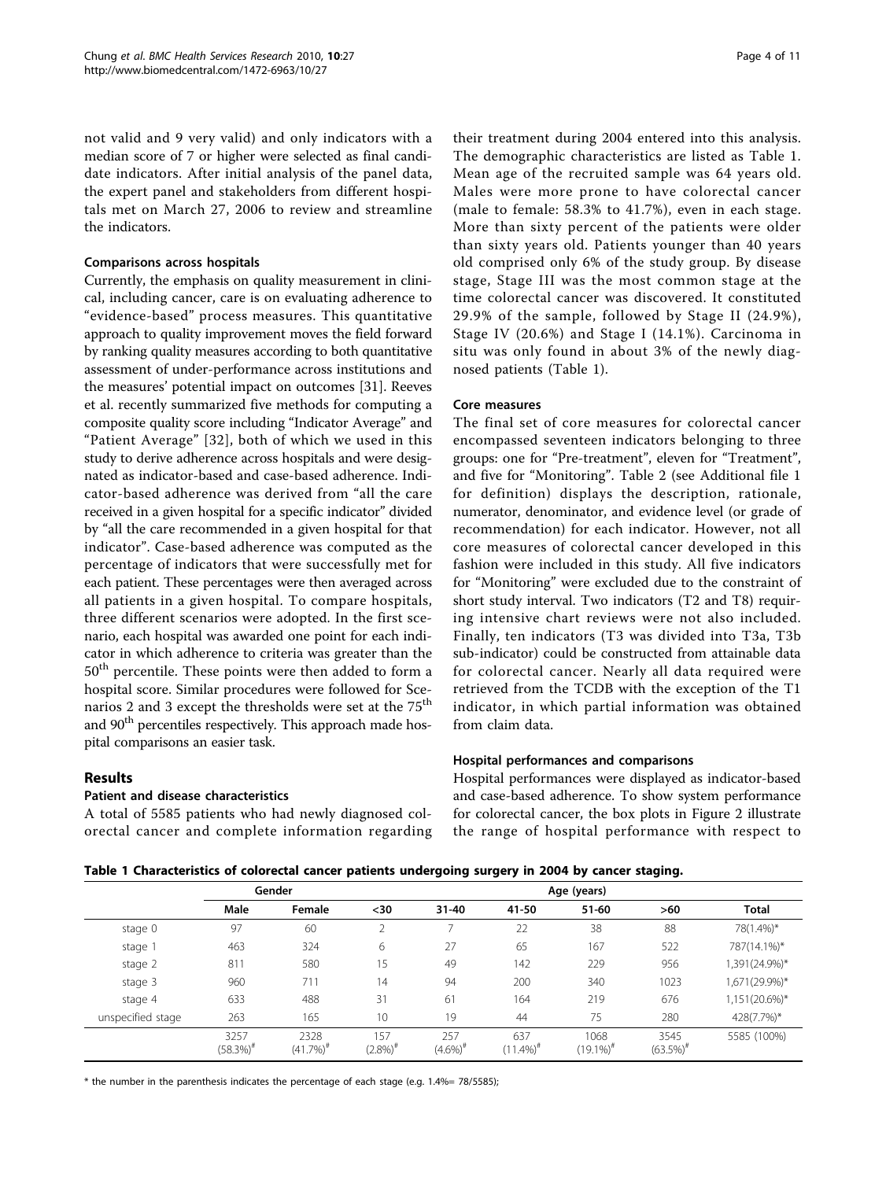not valid and 9 very valid) and only indicators with a median score of 7 or higher were selected as final candidate indicators. After initial analysis of the panel data, the expert panel and stakeholders from different hospitals met on March 27, 2006 to review and streamline the indicators.

### Comparisons across hospitals

Currently, the emphasis on quality measurement in clinical, including cancer, care is on evaluating adherence to "evidence-based" process measures. This quantitative approach to quality improvement moves the field forward by ranking quality measures according to both quantitative assessment of under-performance across institutions and the measures' potential impact on outcomes [31]. Reeves et al. recently summarized five methods for computing a composite quality score including "Indicator Average" and "Patient Average" [32], both of which we used in this study to derive adherence across hospitals and were designated as indicator-based and case-based adherence. Indicator-based adherence was derived from "all the care received in a given hospital for a specific indicator" divided by "all the care recommended in a given hospital for that indicator". Case-based adherence was computed as the percentage of indicators that were successfully met for each patient. These percentages were then averaged across all patients in a given hospital. To compare hospitals, three different scenarios were adopted. In the first scenario, each hospital was awarded one point for each indicator in which adherence to criteria was greater than the $50^{th}$ percentile. These points were then added to form a hospital score. Similar procedures were followed for Scenarios 2 and 3 except the thresholds were set at the $75^{th}$ and $90^{th}$ percentiles respectively. This approach made hospital comparisons an easier task.

## Results

### Patient and disease characteristics

A total of 5585 patients who had newly diagnosed colorectal cancer and complete information regarding their treatment during 2004 entered into this analysis. The demographic characteristics are listed as Table 1. Mean age of the recruited sample was 64 years old. Males were more prone to have colorectal cancer (male to female: 58.3% to 41.7%), even in each stage. More than sixty percent of the patients were older than sixty years old. Patients younger than 40 years old comprised only 6% of the study group. By disease stage, Stage III was the most common stage at the time colorectal cancer was discovered. It constituted 29.9% of the sample, followed by Stage II (24.9%), Stage IV (20.6%) and Stage I (14.1%). Carcinoma in situ was only found in about 3% of the newly diagnosed patients (Table 1).

### Core measures

The final set of core measures for colorectal cancer encompassed seventeen indicators belonging to three groups: one for "Pre-treatment", eleven for "Treatment", and five for "Monitoring". Table 2 (see Additional file 1 for definition) displays the description, rationale, numerator, denominator, and evidence level (or grade of recommendation) for each indicator. However, not all core measures of colorectal cancer developed in this fashion were included in this study. All five indicators for "Monitoring" were excluded due to the constraint of short study interval. Two indicators (T2 and T8) requiring intensive chart reviews were not also included. Finally, ten indicators (T3 was divided into T3a, T3b sub-indicator) could be constructed from attainable data for colorectal cancer. Nearly all data required were retrieved from the TCDB with the exception of the T1 indicator, in which partial information was obtained from claim data.

### Hospital performances and comparisons

Hospital performances were displayed as indicator-based and case-based adherence. To show system performance for colorectal cancer, the box plots in Figure 2 illustrate the range of hospital performance with respect to

**Table 1 Characteristics of colorectal cancer patients undergoing surgery in 2004 by cancer staging.**

| | Gender | | Age (years) | | | | | |
|---|---|---|---|---|---|---|---|---|
| | Male | Female | <30 | 31-40 | 41-50 | 51-60 | >60 | Total |
| stage 0 | 97 | 60 | 2 | 7 | 22 | 38 | 88 | 78(1.4%)* |
| stage 1 | 463 | 324 | 6 | 27 | 65 | 167 | 522 | 787(14.1%)* |
| stage 2 | 811 | 580 | 15 | 49 | 142 | 229 | 956 | 1,391(24.9%)* |
| stage 3 | 960 | 711 | 14 | 94 | 200 | 340 | 1023 | 1,671(29.9%)* |
| stage 4 | 633 | 488 | 31 | 61 | 164 | 219 | 676 | 1,151(20.6%)* |
| unspecified stage | 263 | 165 | 10 | 19 | 44 | 75 | 280 | 428(7.7%)* |
| | 3257 (58.3%)# | 2328 (41.7%)# | 157 (2.8%)# | 257 (4.6%)# | 637 (11.4%)# | 1068 (19.1%)# | 3545 (63.5%)# | 5585 (100%) |

* the number in the parenthesis indicates the percentage of each stage (e.g. 1.4%= 78/5585);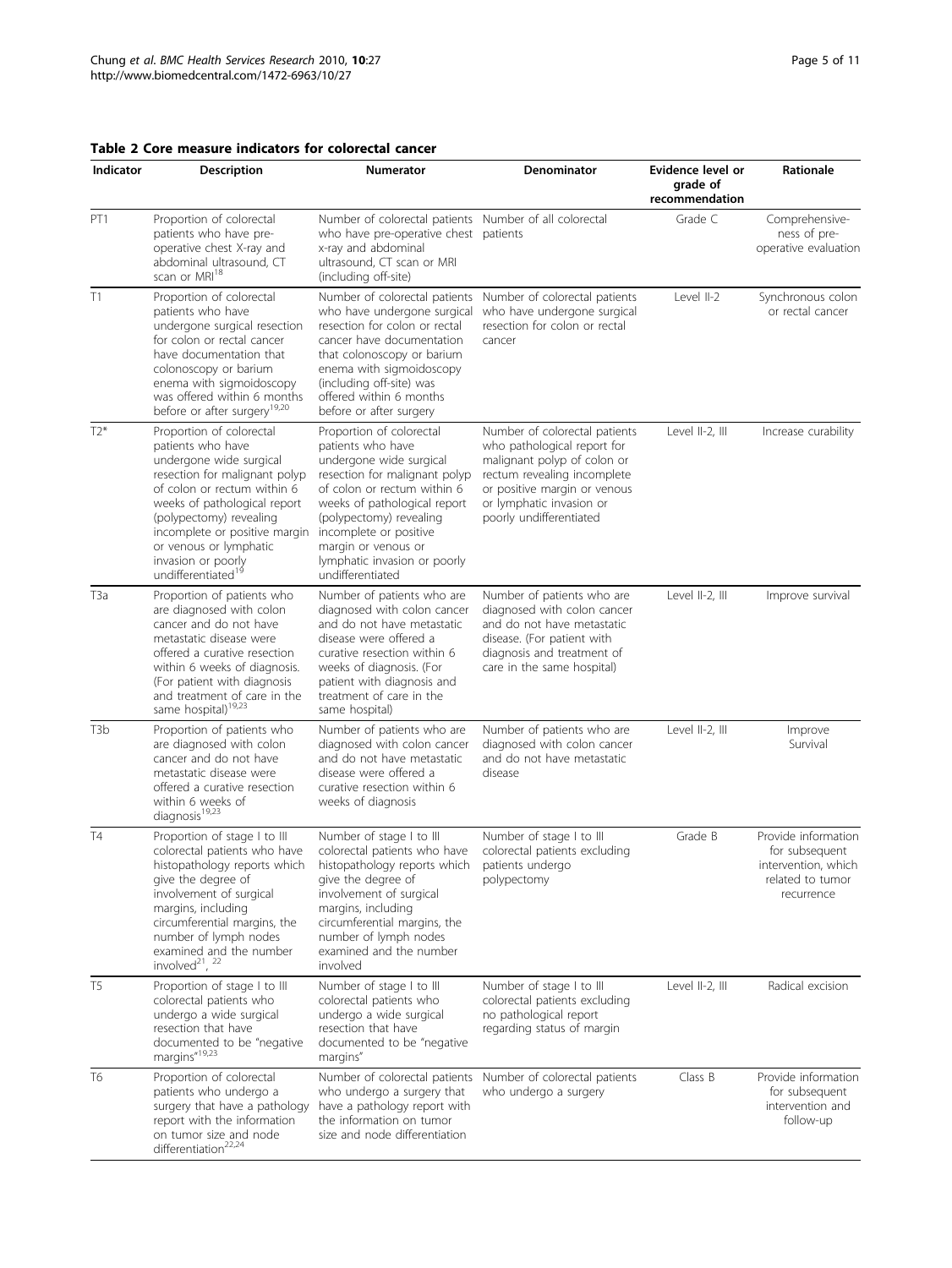**Table 2 Core measure indicators for colorectal cancer**

| Indicator | Description | Numerator | Denominator | Evidence level or grade of recommendation | Rationale |
| --- | --- | --- | --- | --- | --- |
| PT1 | Proportion of colorectal patients who have pre-operative chest X-ray and abdominal ultrasound, CT scan or MRI[18] | Number of colorectal patients who have pre-operative chest x-ray and abdominal ultrasound, CT scan or MRI (including off-site) | Number of all colorectal patients | Grade C | Comprehensive-ness of pre-operative evaluation |
| T1 | Proportion of colorectal patients who have undergone surgical resection for colon or rectal cancer have documentation that colonoscopy or barium enema with sigmoidoscopy was offered within 6 months before or after surgery[19,20] | Number of colorectal patients who have undergone surgical resection for colon or rectal cancer have documentation that colonoscopy or barium enema with sigmoidoscopy (including off-site) was offered within 6 months before or after surgery | Number of colorectal patients who have undergone surgical resection for colon or rectal cancer | Level II-2 | Synchronous colon or rectal cancer |
| T2* | Proportion of colorectal patients who have undergone wide surgical resection for malignant polyp of colon or rectum within 6 weeks of pathological report (polypectomy) revealing incomplete or positive margin or venous or lymphatic invasion or poorly undifferentiated[19] | Proportion of colorectal patients who have undergone wide surgical resection for malignant polyp of colon or rectum within 6 weeks of pathological report (polypectomy) revealing incomplete or positive margin or venous or lymphatic invasion or poorly undifferentiated | Number of colorectal patients who pathological report for malignant polyp of colon or rectum revealing incomplete or positive margin or venous or lymphatic invasion or poorly undifferentiated | Level II-2, III | Increase curability |
| T3a | Proportion of patients who are diagnosed with colon cancer and do not have metastatic disease were offered a curative resection within 6 weeks of diagnosis. (For patient with diagnosis and treatment of care in the same hospital)[19,23] | Number of patients who are diagnosed with colon cancer and do not have metastatic disease were offered a curative resection within 6 weeks of diagnosis. (For patient with diagnosis and treatment of care in the same hospital) | Number of patients who are diagnosed with colon cancer and do not have metastatic disease. (For patient with diagnosis and treatment of care in the same hospital) | Level II-2, III | Improve survival |
| T3b | Proportion of patients who are diagnosed with colon cancer and do not have metastatic disease were offered a curative resection within 6 weeks of diagnosis[19,23] | Number of patients who are diagnosed with colon cancer and do not have metastatic disease were offered a curative resection within 6 weeks of diagnosis | Number of patients who are diagnosed with colon cancer and do not have metastatic disease | Level II-2, III | Improve Survival |
| T4 | Proportion of stage I to III colorectal patients who have histopathology reports which give the degree of involvement of surgical margins, including circumferential margins, the number of lymph nodes examined and the number involved[21, 22] | Number of stage I to III colorectal patients who have histopathology reports which give the degree of involvement of surgical margins, including circumferential margins, the number of lymph nodes examined and the number involved | Number of stage I to III colorectal patients excluding patients undergo polypectomy | Grade B | Provide information for subsequent intervention, which related to tumor recurrence |
| T5 | Proportion of stage I to III colorectal patients who undergo a wide surgical resection that have documented to be "negative margins"[19,23] | Number of stage I to III colorectal patients who undergo a wide surgical resection that have documented to be "negative margins" | Number of stage I to III colorectal patients excluding no pathological report regarding status of margin | Level II-2, III | Radical excision |
| T6 | Proportion of colorectal patients who undergo a surgery that have a pathology report with the information on tumor size and node differentiation[22,24] | Number of colorectal patients who undergo a surgery that have a pathology report with the information on tumor size and node differentiation | Number of colorectal patients who undergo a surgery | Class B | Provide information for subsequent intervention and follow-up |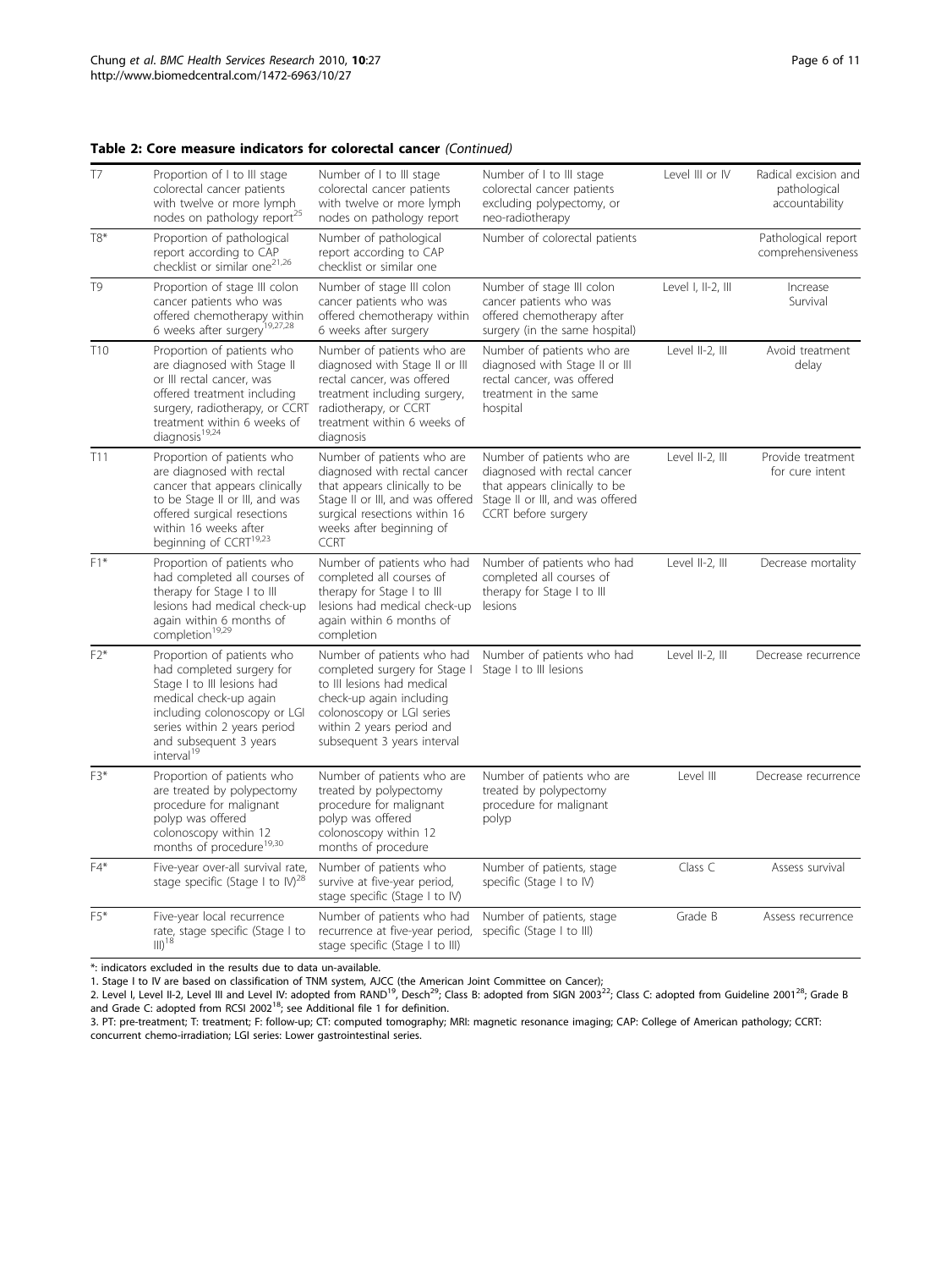**Table 2: Core measure indicators for colorectal cancer** *(Continued)*

| | | | | | |
|---|---|---|---|---|---|
| T7 | Proportion of I to III stage colorectal cancer patients with twelve or more lymph nodes on pathology report[25] | Number of I to III stage colorectal cancer patients with twelve or more lymph nodes on pathology report | Number of I to III stage colorectal cancer patients excluding polypectomy, or neo-radiotherapy | Level III or IV | Radical excision and pathological accountability |
| T8* | Proportion of pathological report according to CAP checklist or similar one[21,26] | Number of pathological report according to CAP checklist or similar one | Number of colorectal patients | | Pathological report comprehensiveness |
| T9 | Proportion of stage III colon cancer patients who was offered chemotherapy within 6 weeks after surgery[19,27,28] | Number of stage III colon cancer patients who was offered chemotherapy within 6 weeks after surgery | Number of stage III colon cancer patients who was offered chemotherapy after surgery (in the same hospital) | Level I, II-2, III | Increase Survival |
| T10 | Proportion of patients who are diagnosed with Stage II or III rectal cancer, was offered treatment including surgery, radiotherapy, or CCRT treatment within 6 weeks of diagnosis[19,24] | Number of patients who are diagnosed with Stage II or III rectal cancer, was offered treatment including surgery, radiotherapy, or CCRT treatment within 6 weeks of diagnosis | Number of patients who are diagnosed with Stage II or III rectal cancer, was offered treatment in the same hospital | Level II-2, III | Avoid treatment delay |
| T11 | Proportion of patients who are diagnosed with rectal cancer that appears clinically to be Stage II or III, and was offered surgical resections within 16 weeks after beginning of CCRT[19,23] | Number of patients who are diagnosed with rectal cancer that appears clinically to be Stage II or III, and was offered surgical resections within 16 weeks after beginning of CCRT | Number of patients who are diagnosed with rectal cancer that appears clinically to be Stage II or III, and was offered CCRT before surgery | Level II-2, III | Provide treatment for cure intent |
| F1* | Proportion of patients who had completed all courses of therapy for Stage I to III lesions had medical check-up again within 6 months of completion[19,29] | Number of patients who had completed all courses of therapy for Stage I to III lesions had medical check-up again within 6 months of completion | Number of patients who had completed all courses of therapy for Stage I to III lesions | Level II-2, III | Decrease mortality |
| F2* | Proportion of patients who had completed surgery for Stage I to III lesions had medical check-up again including colonoscopy or LGI series within 2 years period and subsequent 3 years interval[19] | Number of patients who had completed surgery for Stage I to III lesions had medical check-up again including colonoscopy or LGI series within 2 years period and subsequent 3 years interval | Number of patients who had Stage I to III lesions | Level II-2, III | Decrease recurrence |
| F3* | Proportion of patients who are treated by polypectomy procedure for malignant polyp was offered colonoscopy within 12 months of procedure[19,30] | Number of patients who are treated by polypectomy procedure for malignant polyp was offered colonoscopy within 12 months of procedure | Number of patients who are treated by polypectomy procedure for malignant polyp | Level III | Decrease recurrence |
| F4* | Five-year over-all survival rate, stage specific (Stage I to IV)[28] | Number of patients who survive at five-year period, stage specific (Stage I to IV) | Number of patients, stage specific (Stage I to IV) | Class C | Assess survival |
| F5* | Five-year local recurrence rate, stage specific (Stage I to III)[18] | Number of patients who had recurrence at five-year period, stage specific (Stage I to III) | Number of patients, stage specific (Stage I to III) | Grade B | Assess recurrence |

*: indicators excluded in the results due to data un-available.

1. Stage I to IV are based on classification of TNM system, AJCC (the American Joint Committee on Cancer);
2. Level I, Level II-2, Level III and Level IV: adopted from RAND[19], Desch[29]; Class B: adopted from SIGN 2003[22]; Class C: adopted from Guideline 2001[28]; Grade B and Grade C: adopted from RCSI 2002[18]; see Additional file 1 for definition.
3. PT: pre-treatment; T: treatment; F: follow-up; CT: computed tomography; MRI: magnetic resonance imaging; CAP: College of American pathology; CCRT: concurrent chemo-irradiation; LGI series: Lower gastrointestinal series.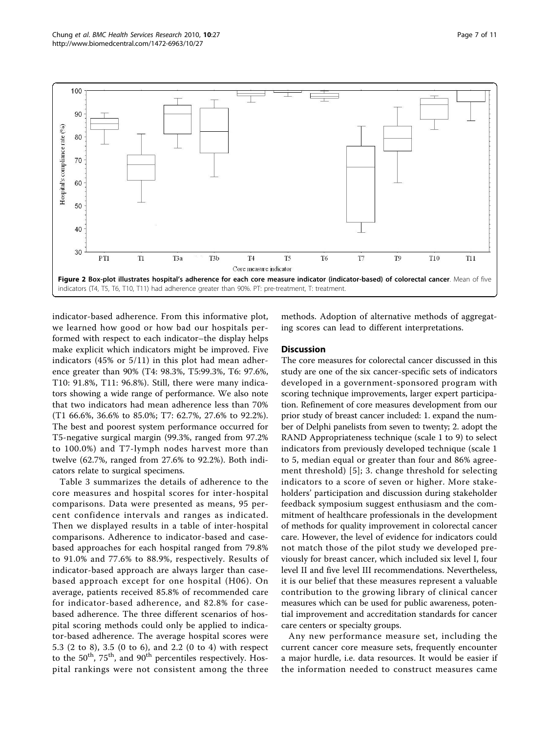**Figure 2 Box-plot illustrates hospital's adherence for each core measure indicator (indicator-based) of colorectal cancer**. Mean of five indicators (T4, T5, T6, T10, T11) had adherence greater than 90%. PT: pre-treatment, T: treatment.

indicator-based adherence. From this informative plot, we learned how good or how bad our hospitals performed with respect to each indicator–the display helps make explicit which indicators might be improved. Five indicators (45% or 5/11) in this plot had mean adherence greater than 90% (T4: 98.3%, T5:99.3%, T6: 97.6%, T10: 91.8%, T11: 96.8%). Still, there were many indicators showing a wide range of performance. We also note that two indicators had mean adherence less than 70% (T1 66.6%, 36.6% to 85.0%; T7: 62.7%, 27.6% to 92.2%). The best and poorest system performance occurred for T5-negative surgical margin (99.3%, ranged from 97.2% to 100.0%) and T7-lymph nodes harvest more than twelve (62.7%, ranged from 27.6% to 92.2%). Both indicators relate to surgical specimens.

Table 3 summarizes the details of adherence to the core measures and hospital scores for inter-hospital comparisons. Data were presented as means, 95 percent confidence intervals and ranges as indicated. Then we displayed results in a table of inter-hospital comparisons. Adherence to indicator-based and case-based approaches for each hospital ranged from 79.8% to 91.0% and 77.6% to 88.9%, respectively. Results of indicator-based approach are always larger than case-based approach except for one hospital (H06). On average, patients received 85.8% of recommended care for indicator-based adherence, and 82.8% for case-based adherence. The three different scenarios of hospital scoring methods could only be applied to indicator-based adherence. The average hospital scores were 5.3 (2 to 8), 3.5 (0 to 6), and 2.2 (0 to 4) with respect to the $50^{th}$, $75^{th}$, and $90^{th}$ percentiles respectively. Hospital rankings were not consistent among the three methods. Adoption of alternative methods of aggregating scores can lead to different interpretations.

## Discussion

The core measures for colorectal cancer discussed in this study are one of the six cancer-specific sets of indicators developed in a government-sponsored program with scoring technique improvements, larger expert participation. Refinement of core measures development from our prior study of breast cancer included: 1. expand the number of Delphi panelists from seven to twenty; 2. adopt the RAND Appropriateness technique (scale 1 to 9) to select indicators from previously developed technique (scale 1 to 5, median equal or greater than four and 86% agreement threshold) [5]; 3. change threshold for selecting indicators to a score of seven or higher. More stakeholders' participation and discussion during stakeholder feedback symposium suggest enthusiasm and the commitment of healthcare professionals in the development of methods for quality improvement in colorectal cancer care. However, the level of evidence for indicators could not match those of the pilot study we developed previously for breast cancer, which included six level I, four level II and five level III recommendations. Nevertheless, it is our belief that these measures represent a valuable contribution to the growing library of clinical cancer measures which can be used for public awareness, potential improvement and accreditation standards for cancer care centers or specialty groups.

Any new performance measure set, including the current cancer core measure sets, frequently encounter a major hurdle, i.e. data resources. It would be easier if the information needed to construct measures came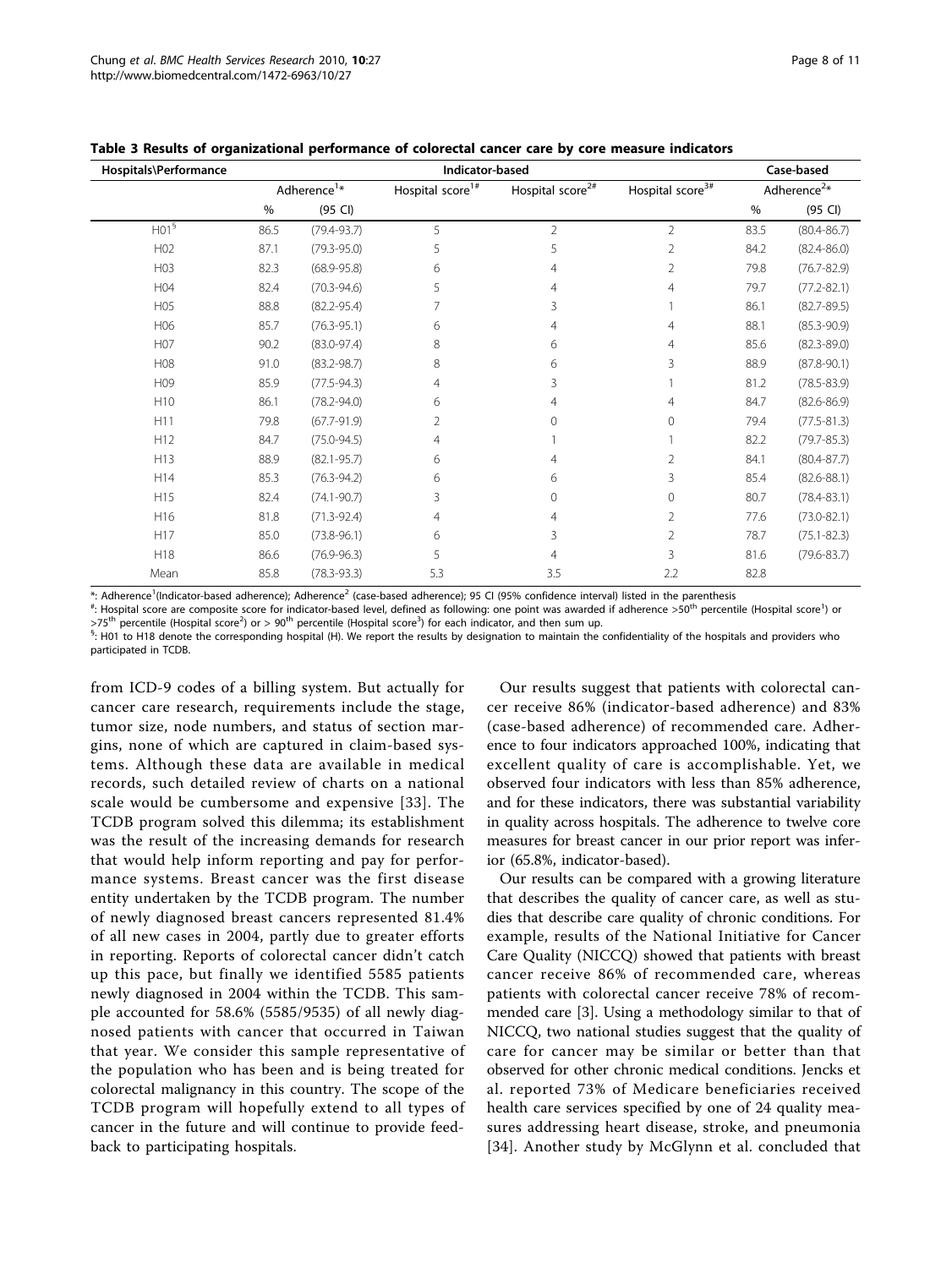**Table 3 Results of organizational performance of colorectal cancer care by core measure indicators**

| Hospitals\Performance | Indicator-based | | | | | Case-based | |
|---|---|---|---|---|---|---|---|
| | Adherence[1]* | | Hospital score[1#] | Hospital score[2#] | Hospital score[3#] | Adherence[2]* | |
| | % | (95 CI) | | | | % | (95 CI) |
| H01[§] | 86.5 | (79.4-93.7) | 5 | 2 | 2 | 83.5 | (80.4-86.7) |
| H02 | 87.1 | (79.3-95.0) | 5 | 5 | 2 | 84.2 | (82.4-86.0) |
| H03 | 82.3 | (68.9-95.8) | 6 | 4 | 2 | 79.8 | (76.7-82.9) |
| H04 | 82.4 | (70.3-94.6) | 5 | 4 | 4 | 79.7 | (77.2-82.1) |
| H05 | 88.8 | (82.2-95.4) | 7 | 3 | 1 | 86.1 | (82.7-89.5) |
| H06 | 85.7 | (76.3-95.1) | 6 | 4 | 4 | 88.1 | (85.3-90.9) |
| H07 | 90.2 | (83.0-97.4) | 8 | 6 | 4 | 85.6 | (82.3-89.0) |
| H08 | 91.0 | (83.2-98.7) | 8 | 6 | 3 | 88.9 | (87.8-90.1) |
| H09 | 85.9 | (77.5-94.3) | 4 | 3 | 1 | 81.2 | (78.5-83.9) |
| H10 | 86.1 | (78.2-94.0) | 6 | 4 | 4 | 84.7 | (82.6-86.9) |
| H11 | 79.8 | (67.7-91.9) | 2 | 0 | 0 | 79.4 | (77.5-81.3) |
| H12 | 84.7 | (75.0-94.5) | 4 | 1 | 1 | 82.2 | (79.7-85.3) |
| H13 | 88.9 | (82.1-95.7) | 6 | 4 | 2 | 84.1 | (80.4-87.7) |
| H14 | 85.3 | (76.3-94.2) | 6 | 6 | 3 | 85.4 | (82.6-88.1) |
| H15 | 82.4 | (74.1-90.7) | 3 | 0 | 0 | 80.7 | (78.4-83.1) |
| H16 | 81.8 | (71.3-92.4) | 4 | 4 | 2 | 77.6 | (73.0-82.1) |
| H17 | 85.0 | (73.8-96.1) | 6 | 3 | 2 | 78.7 | (75.1-82.3) |
| H18 | 86.6 | (76.9-96.3) | 5 | 4 | 3 | 81.6 | (79.6-83.7) |
| Mean | 85.8 | (78.3-93.3) | 5.3 | 3.5 | 2.2 | 82.8 | |

*: Adherence[1](Indicator-based adherence); Adherence[2] (case-based adherence); 95 CI (95% confidence interval) listed in the parenthesis

#: Hospital score are composite score for indicator-based level, defined as following: one point was awarded if adherence >50[th] percentile (Hospital score[1]) or >75[th] percentile (Hospital score[2]) or > 90[th] percentile (Hospital score[3]) for each indicator, and then sum up.

§: H01 to H18 denote the corresponding hospital (H). We report the results by designation to maintain the confidentiality of the hospitals and providers who participated in TCDB.

from ICD-9 codes of a billing system. But actually for cancer care research, requirements include the stage, tumor size, node numbers, and status of section margins, none of which are captured in claim-based systems. Although these data are available in medical records, such detailed review of charts on a national scale would be cumbersome and expensive [33]. The TCDB program solved this dilemma; its establishment was the result of the increasing demands for research that would help inform reporting and pay for performance systems. Breast cancer was the first disease entity undertaken by the TCDB program. The number of newly diagnosed breast cancers represented 81.4% of all new cases in 2004, partly due to greater efforts in reporting. Reports of colorectal cancer didn't catch up this pace, but finally we identified 5585 patients newly diagnosed in 2004 within the TCDB. This sample accounted for 58.6% (5585/9535) of all newly diagnosed patients with cancer that occurred in Taiwan that year. We consider this sample representative of the population who has been and is being treated for colorectal malignancy in this country. The scope of the TCDB program will hopefully extend to all types of cancer in the future and will continue to provide feedback to participating hospitals.

Our results suggest that patients with colorectal cancer receive 86% (indicator-based adherence) and 83% (case-based adherence) of recommended care. Adherence to four indicators approached 100%, indicating that excellent quality of care is accomplishable. Yet, we observed four indicators with less than 85% adherence, and for these indicators, there was substantial variability in quality across hospitals. The adherence to twelve core measures for breast cancer in our prior report was inferior (65.8%, indicator-based).

Our results can be compared with a growing literature that describes the quality of cancer care, as well as studies that describe care quality of chronic conditions. For example, results of the National Initiative for Cancer Care Quality (NICCQ) showed that patients with breast cancer receive 86% of recommended care, whereas patients with colorectal cancer receive 78% of recommended care [3]. Using a methodology similar to that of NICCQ, two national studies suggest that the quality of care for cancer may be similar or better than that observed for other chronic medical conditions. Jencks et al. reported 73% of Medicare beneficiaries received health care services specified by one of 24 quality measures addressing heart disease, stroke, and pneumonia [34]. Another study by McGlynn et al. concluded that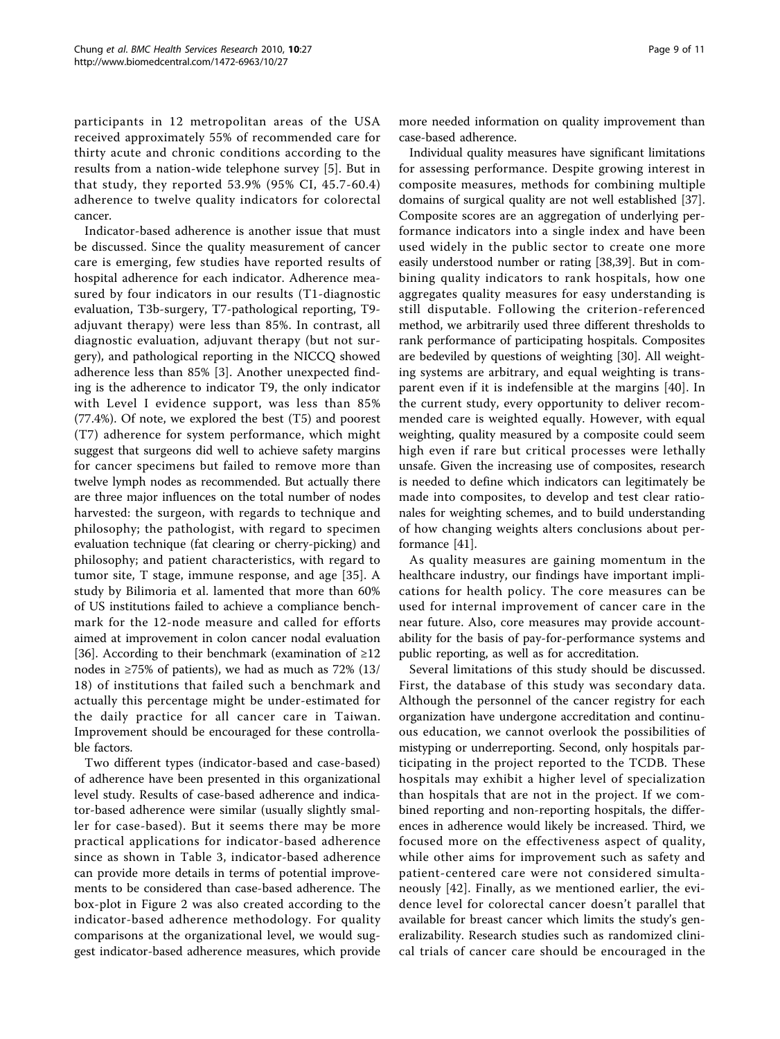participants in 12 metropolitan areas of the USA received approximately 55% of recommended care for thirty acute and chronic conditions according to the results from a nation-wide telephone survey [5]. But in that study, they reported 53.9% (95% CI, 45.7-60.4) adherence to twelve quality indicators for colorectal cancer.

Indicator-based adherence is another issue that must be discussed. Since the quality measurement of cancer care is emerging, few studies have reported results of hospital adherence for each indicator. Adherence measured by four indicators in our results (T1-diagnostic evaluation, T3b-surgery, T7-pathological reporting, T9-adjuvant therapy) were less than 85%. In contrast, all diagnostic evaluation, adjuvant therapy (but not surgery), and pathological reporting in the NICCQ showed adherence less than 85% [3]. Another unexpected finding is the adherence to indicator T9, the only indicator with Level I evidence support, was less than 85% (77.4%). Of note, we explored the best (T5) and poorest (T7) adherence for system performance, which might suggest that surgeons did well to achieve safety margins for cancer specimens but failed to remove more than twelve lymph nodes as recommended. But actually there are three major influences on the total number of nodes harvested: the surgeon, with regards to technique and philosophy; the pathologist, with regard to specimen evaluation technique (fat clearing or cherry-picking) and philosophy; and patient characteristics, with regard to tumor site, T stage, immune response, and age [35]. A study by Bilimoria et al. lamented that more than 60% of US institutions failed to achieve a compliance benchmark for the 12-node measure and called for efforts aimed at improvement in colon cancer nodal evaluation [36]. According to their benchmark (examination of ≥12 nodes in ≥75% of patients), we had as much as 72% (13/18) of institutions that failed such a benchmark and actually this percentage might be under-estimated for the daily practice for all cancer care in Taiwan. Improvement should be encouraged for these controllable factors.

Two different types (indicator-based and case-based) of adherence have been presented in this organizational level study. Results of case-based adherence and indicator-based adherence were similar (usually slightly smaller for case-based). But it seems there may be more practical applications for indicator-based adherence since as shown in Table 3, indicator-based adherence can provide more details in terms of potential improvements to be considered than case-based adherence. The box-plot in Figure 2 was also created according to the indicator-based adherence methodology. For quality comparisons at the organizational level, we would suggest indicator-based adherence measures, which provide more needed information on quality improvement than case-based adherence.

Individual quality measures have significant limitations for assessing performance. Despite growing interest in composite measures, methods for combining multiple domains of surgical quality are not well established [37]. Composite scores are an aggregation of underlying performance indicators into a single index and have been used widely in the public sector to create one more easily understood number or rating [38,39]. But in combining quality indicators to rank hospitals, how one aggregates quality measures for easy understanding is still disputable. Following the criterion-referenced method, we arbitrarily used three different thresholds to rank performance of participating hospitals. Composites are bedeviled by questions of weighting [30]. All weighting systems are arbitrary, and equal weighting is transparent even if it is indefensible at the margins [40]. In the current study, every opportunity to deliver recommended care is weighted equally. However, with equal weighting, quality measured by a composite could seem high even if rare but critical processes were lethally unsafe. Given the increasing use of composites, research is needed to define which indicators can legitimately be made into composites, to develop and test clear rationales for weighting schemes, and to build understanding of how changing weights alters conclusions about performance [41].

As quality measures are gaining momentum in the healthcare industry, our findings have important implications for health policy. The core measures can be used for internal improvement of cancer care in the near future. Also, core measures may provide accountability for the basis of pay-for-performance systems and public reporting, as well as for accreditation.

Several limitations of this study should be discussed. First, the database of this study was secondary data. Although the personnel of the cancer registry for each organization have undergone accreditation and continuous education, we cannot overlook the possibilities of mistyping or underreporting. Second, only hospitals participating in the project reported to the TCDB. These hospitals may exhibit a higher level of specialization than hospitals that are not in the project. If we combined reporting and non-reporting hospitals, the differences in adherence would likely be increased. Third, we focused more on the effectiveness aspect of quality, while other aims for improvement such as safety and patient-centered care were not considered simultaneously [42]. Finally, as we mentioned earlier, the evidence level for colorectal cancer doesn't parallel that available for breast cancer which limits the study's generalizability. Research studies such as randomized clinical trials of cancer care should be encouraged in the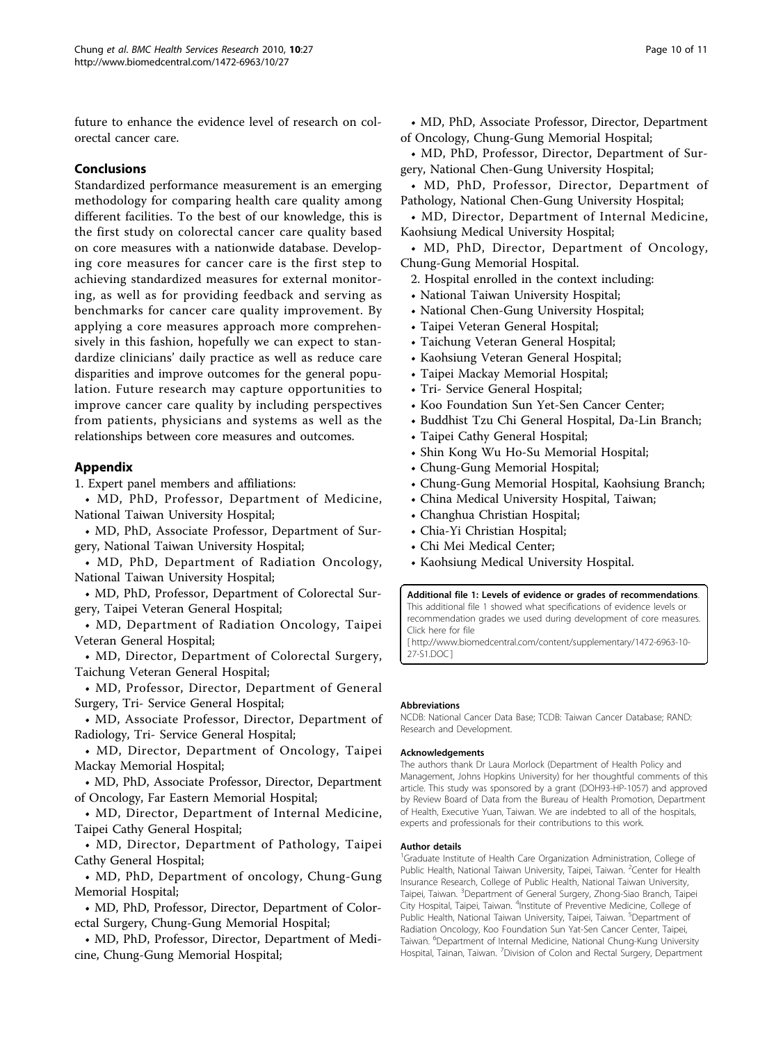future to enhance the evidence level of research on colorectal cancer care.

## Conclusions

Standardized performance measurement is an emerging methodology for comparing health care quality among different facilities. To the best of our knowledge, this is the first study on colorectal cancer care quality based on core measures with a nationwide database. Developing core measures for cancer care is the first step to achieving standardized measures for external monitoring, as well as for providing feedback and serving as benchmarks for cancer care quality improvement. By applying a core measures approach more comprehensively in this fashion, hopefully we can expect to standardize clinicians' daily practice as well as reduce care disparities and improve outcomes for the general population. Future research may capture opportunities to improve cancer care quality by including perspectives from patients, physicians and systems as well as the relationships between core measures and outcomes.

## Appendix

1. Expert panel members and affiliations:

- MD, PhD, Professor, Department of Medicine, National Taiwan University Hospital;
- MD, PhD, Associate Professor, Department of Surgery, National Taiwan University Hospital;
- MD, PhD, Department of Radiation Oncology, National Taiwan University Hospital;
- MD, PhD, Professor, Department of Colorectal Surgery, Taipei Veteran General Hospital;
- MD, Department of Radiation Oncology, Taipei Veteran General Hospital;
- MD, Director, Department of Colorectal Surgery, Taichung Veteran General Hospital;
- MD, Professor, Director, Department of General Surgery, Tri- Service General Hospital;
- MD, Associate Professor, Director, Department of Radiology, Tri- Service General Hospital;
- MD, Director, Department of Oncology, Taipei Mackay Memorial Hospital;
- MD, PhD, Associate Professor, Director, Department of Oncology, Far Eastern Memorial Hospital;
- MD, Director, Department of Internal Medicine, Taipei Cathy General Hospital;
- MD, Director, Department of Pathology, Taipei Cathy General Hospital;
- MD, PhD, Department of oncology, Chung-Gung Memorial Hospital;
- MD, PhD, Professor, Director, Department of Colorectal Surgery, Chung-Gung Memorial Hospital;
- MD, PhD, Professor, Director, Department of Medicine, Chung-Gung Memorial Hospital;
- MD, PhD, Associate Professor, Director, Department of Oncology, Chung-Gung Memorial Hospital;
- MD, PhD, Professor, Director, Department of Surgery, National Chen-Gung University Hospital;
- MD, PhD, Professor, Director, Department of Pathology, National Chen-Gung University Hospital;
- MD, Director, Department of Internal Medicine, Kaohsiung Medical University Hospital;
- MD, PhD, Director, Department of Oncology, Chung-Gung Memorial Hospital.

2. Hospital enrolled in the context including:

- National Taiwan University Hospital;
- National Chen-Gung University Hospital;
- Taipei Veteran General Hospital;
- Taichung Veteran General Hospital;
- Kaohsiung Veteran General Hospital;
- Taipei Mackay Memorial Hospital;
- Tri- Service General Hospital;
- Koo Foundation Sun Yet-Sen Cancer Center;
- Buddhist Tzu Chi General Hospital, Da-Lin Branch;
- Taipei Cathy General Hospital;
- Shin Kong Wu Ho-Su Memorial Hospital;
- Chung-Gung Memorial Hospital;
- Chung-Gung Memorial Hospital, Kaohsiung Branch;
- China Medical University Hospital, Taiwan;
- Changhua Christian Hospital;
- Chia-Yi Christian Hospital;
- Chi Mei Medical Center;
- Kaohsiung Medical University Hospital.

**Additional file 1: Levels of evidence or grades of recommendations**. This additional file 1 showed what specifications of evidence levels or recommendation grades we used during development of core measures. Click here for file
[ http://www.biomedcentral.com/content/supplementary/1472-6963-10-27-S1.DOC ]

#### Abbreviations

NCDB: National Cancer Data Base; TCDB: Taiwan Cancer Database; RAND: Research and Development.

#### Acknowledgements

The authors thank Dr Laura Morlock (Department of Health Policy and Management, Johns Hopkins University) for her thoughtful comments of this article. This study was sponsored by a grant (DOH93-HP-1057) and approved by Review Board of Data from the Bureau of Health Promotion, Department of Health, Executive Yuan, Taiwan. We are indebted to all of the hospitals, experts and professionals for their contributions to this work.

#### Author details

[1]Graduate Institute of Health Care Organization Administration, College of Public Health, National Taiwan University, Taipei, Taiwan. [2]Center for Health Insurance Research, College of Public Health, National Taiwan University, Taipei, Taiwan. [3]Department of General Surgery, Zhong-Siao Branch, Taipei City Hospital, Taipei, Taiwan. [4]Institute of Preventive Medicine, College of Public Health, National Taiwan University, Taipei, Taiwan. [5]Department of Radiation Oncology, Koo Foundation Sun Yat-Sen Cancer Center, Taipei, Taiwan. [6]Department of Internal Medicine, National Chung-Kung University Hospital, Tainan, Taiwan. [7]Division of Colon and Rectal Surgery, Department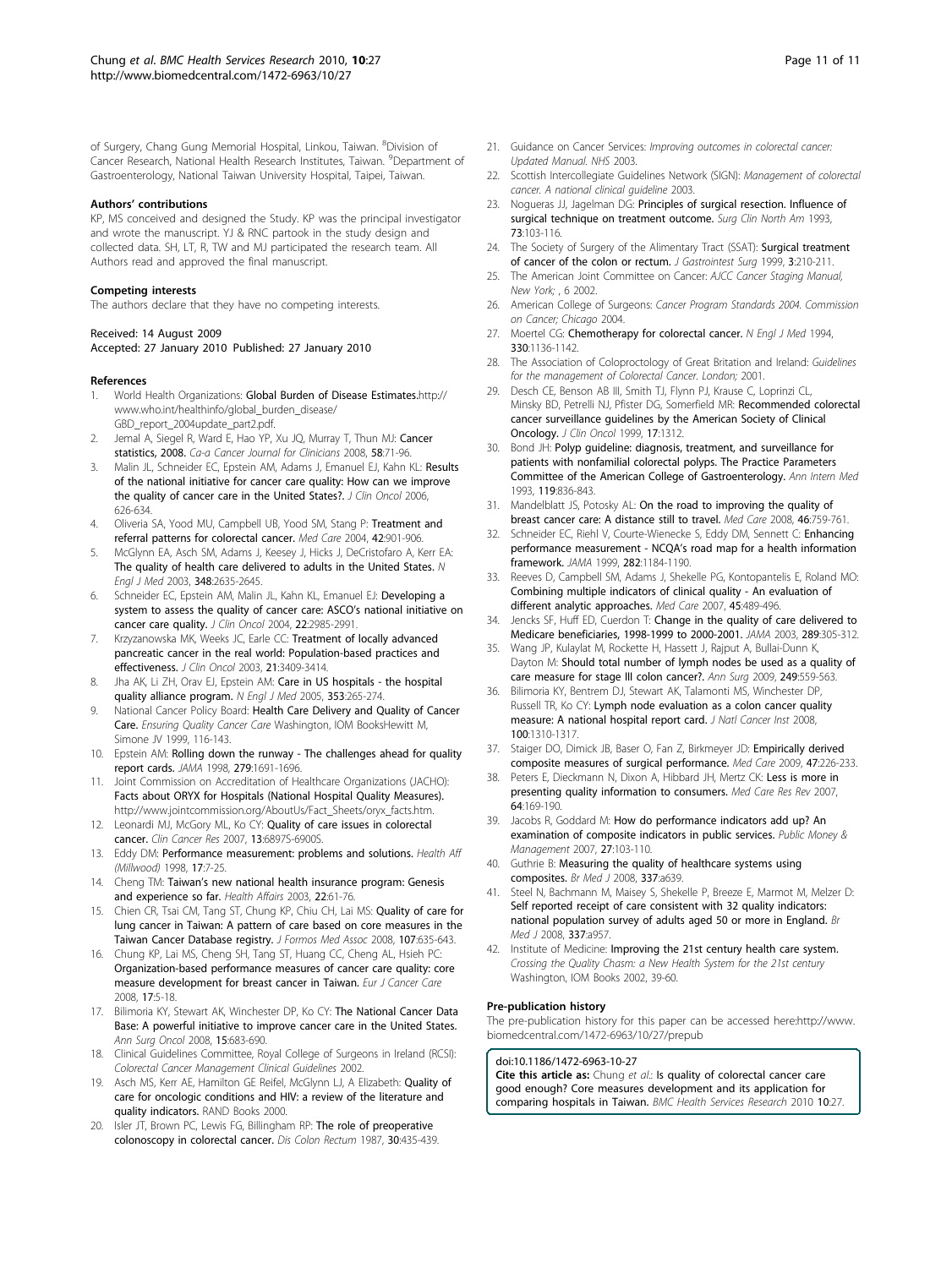of Surgery, Chang Gung Memorial Hospital, Linkou, Taiwan. [8]Division of Cancer Research, National Health Research Institutes, Taiwan. [9]Department of Gastroenterology, National Taiwan University Hospital, Taipei, Taiwan.

#### Authors' contributions

KP, MS conceived and designed the Study. KP was the principal investigator and wrote the manuscript. YJ & RNC partook in the study design and collected data. SH, LT, R, TW and MJ participated the research team. All Authors read and approved the final manuscript.

#### Competing interests

The authors declare that they have no competing interests.

Received: 14 August 2009
Accepted: 27 January 2010 Published: 27 January 2010

#### References

1. World Health Organizations: **Global Burden of Disease Estimates.**http://www.who.int/healthinfo/global_burden_disease/GBD_report_2004update_part2.pdf.
2. Jemal A, Siegel R, Ward E, Hao YP, Xu JQ, Murray T, Thun MJ: **Cancer statistics, 2008.** *Ca-a Cancer Journal for Clinicians* 2008, **58**:71-96.
3. Malin JL, Schneider EC, Epstein AM, Adams J, Emanuel EJ, Kahn KL: **Results of the national initiative for cancer care quality: How can we improve the quality of cancer care in the United States?.** *J Clin Oncol* 2006, 626-634.
4. Oliveria SA, Yood MU, Campbell UB, Yood SM, Stang P: **Treatment and referral patterns for colorectal cancer.** *Med Care* 2004, **42**:901-906.
5. McGlynn EA, Asch SM, Adams J, Keesey J, Hicks J, DeCristofaro A, Kerr EA: **The quality of health care delivered to adults in the United States.** *N Engl J Med* 2003, **348**:2635-2645.
6. Schneider EC, Epstein AM, Malin JL, Kahn KL, Emanuel EJ: **Developing a system to assess the quality of cancer care: ASCO's national initiative on cancer care quality.** *J Clin Oncol* 2004, **22**:2985-2991.
7. Krzyzanowska MK, Weeks JC, Earle CC: **Treatment of locally advanced pancreatic cancer in the real world: Population-based practices and effectiveness.** *J Clin Oncol* 2003, **21**:3409-3414.
8. Jha AK, Li ZH, Orav EJ, Epstein AM: **Care in US hospitals - the hospital quality alliance program.** *N Engl J Med* 2005, **353**:265-274.
9. National Cancer Policy Board: **Health Care Delivery and Quality of Cancer Care.** *Ensuring Quality Cancer Care* Washington, IOM BooksHewitt M, Simone JV 1999, 116-143.
10. Epstein AM: **Rolling down the runway - The challenges ahead for quality report cards.** *JAMA* 1998, **279**:1691-1696.
11. Joint Commission on Accreditation of Healthcare Organizations (JACHO): **Facts about ORYX for Hospitals (National Hospital Quality Measures).** http://www.jointcommission.org/AboutUs/Fact_Sheets/oryx_facts.htm.
12. Leonardi MJ, McGory ML, Ko CY: **Quality of care issues in colorectal cancer.** *Clin Cancer Res* 2007, **13**:6897S-6900S.
13. Eddy DM: **Performance measurement: problems and solutions.** *Health Aff (Millwood)* 1998, **17**:7-25.
14. Cheng TM: **Taiwan's new national health insurance program: Genesis and experience so far.** *Health Affairs* 2003, **22**:61-76.
15. Chien CR, Tsai CM, Tang ST, Chung KP, Chiu CH, Lai MS: **Quality of care for lung cancer in Taiwan: A pattern of care based on core measures in the Taiwan Cancer Database registry.** *J Formos Med Assoc* 2008, **107**:635-643.
16. Chung KP, Lai MS, Cheng SH, Tang ST, Huang CC, Cheng AL, Hsieh PC: **Organization-based performance measures of cancer care quality: core measure development for breast cancer in Taiwan.** *Eur J Cancer Care* 2008, **17**:5-18.
17. Bilimoria KY, Stewart AK, Winchester DP, Ko CY: **The National Cancer Data Base: A powerful initiative to improve cancer care in the United States.** *Ann Surg Oncol* 2008, **15**:683-690.
18. Clinical Guidelines Committee, Royal College of Surgeons in Ireland (RCSI): *Colorectal Cancer Management Clinical Guidelines* 2002.
19. Asch MS, Kerr AE, Hamilton GE Reifel, McGlynn LJ, A Elizabeth: **Quality of care for oncologic conditions and HIV: a review of the literature and quality indicators.** RAND Books 2000.
20. Isler JT, Brown PC, Lewis FG, Billingham RP: **The role of preoperative colonoscopy in colorectal cancer.** *Dis Colon Rectum* 1987, **30**:435-439.
21. Guidance on Cancer Services: *Improving outcomes in colorectal cancer: Updated Manual.* NHS 2003.
22. Scottish Intercollegiate Guidelines Network (SIGN): *Management of colorectal cancer. A national clinical guideline* 2003.
23. Nogueras JJ, Jagelman DG: **Principles of surgical resection. Influence of surgical technique on treatment outcome.** *Surg Clin North Am* 1993, **73**:103-116.
24. The Society of Surgery of the Alimentary Tract (SSAT): **Surgical treatment of cancer of the colon or rectum.** *J Gastrointest Surg* 1999, **3**:210-211.
25. The American Joint Committee on Cancer: *AJCC Cancer Staging Manual, New York;* , 6 2002.
26. American College of Surgeons: *Cancer Program Standards 2004. Commission on Cancer; Chicago* 2004.
27. Moertel CG: **Chemotherapy for colorectal cancer.** *N Engl J Med* 1994, **330**:1136-1142.
28. The Association of Coloproctology of Great Britation and Ireland: *Guidelines for the management of Colorectal Cancer. London;* 2001.
29. Desch CE, Benson AB III, Smith TJ, Flynn PJ, Krause C, Loprinzi CL, Minsky BD, Petrelli NJ, Pfister DG, Somerfield MR: **Recommended colorectal cancer surveillance guidelines by the American Society of Clinical Oncology.** *J Clin Oncol* 1999, **17**:1312.
30. Bond JH: **Polyp guideline: diagnosis, treatment, and surveillance for patients with nonfamilial colorectal polyps. The Practice Parameters Committee of the American College of Gastroenterology.** *Ann Intern Med* 1993, **119**:836-843.
31. Mandelblatt JS, Potosky AL: **On the road to improving the quality of breast cancer care: A distance still to travel.** *Med Care* 2008, **46**:759-761.
32. Schneider EC, Riehl V, Courte-Wienecke S, Eddy DM, Sennett C: **Enhancing performance measurement - NCQA's road map for a health information framework.** *JAMA* 1999, **282**:1184-1190.
33. Reeves D, Campbell SM, Adams J, Shekelle PG, Kontopantelis E, Roland MO: **Combining multiple indicators of clinical quality - An evaluation of different analytic approaches.** *Med Care* 2007, **45**:489-496.
34. Jencks SF, Huff ED, Cuerdon T: **Change in the quality of care delivered to Medicare beneficiaries, 1998-1999 to 2000-2001.** *JAMA* 2003, **289**:305-312.
35. Wang JP, Kulaylat M, Rockette H, Hassett J, Rajput A, Bullai-Dunn K, Dayton M: **Should total number of lymph nodes be used as a quality of care measure for stage III colon cancer?.** *Ann Surg* 2009, **249**:559-563.
36. Bilimoria KY, Bentrem DJ, Stewart AK, Talamonti MS, Winchester DP, Russell TR, Ko CY: **Lymph node evaluation as a colon cancer quality measure: A national hospital report card.** *J Natl Cancer Inst* 2008, **100**:1310-1317.
37. Staiger DO, Dimick JB, Baser O, Fan Z, Birkmeyer JD: **Empirically derived composite measures of surgical performance.** *Med Care* 2009, **47**:226-233.
38. Peters E, Dieckmann N, Dixon A, Hibbard JH, Mertz CK: **Less is more in presenting quality information to consumers.** *Med Care Res Rev* 2007, **64**:169-190.
39. Jacobs R, Goddard M: **How do performance indicators add up? An examination of composite indicators in public services.** *Public Money & Management* 2007, **27**:103-110.
40. Guthrie B: **Measuring the quality of healthcare systems using composites.** *Br Med J* 2008, **337**:a639.
41. Steel N, Bachmann M, Maisey S, Shekelle P, Breeze E, Marmot M, Melzer D: **Self reported receipt of care consistent with 32 quality indicators: national population survey of adults aged 50 or more in England.** *Br Med J* 2008, **337**:a957.
42. Institute of Medicine: **Improving the 21st century health care system.** *Crossing the Quality Chasm: a New Health System for the 21st century* Washington, IOM Books 2002, 39-60.

#### Pre-publication history

The pre-publication history for this paper can be accessed here:http://www.biomedcentral.com/1472-6963/10/27/prepub

doi:10.1186/1472-6963-10-27

**Cite this article as:** Chung *et al.*: Is quality of colorectal cancer care good enough? Core measures development and its application for comparing hospitals in Taiwan. *BMC Health Services Research* 2010 **10**:27.